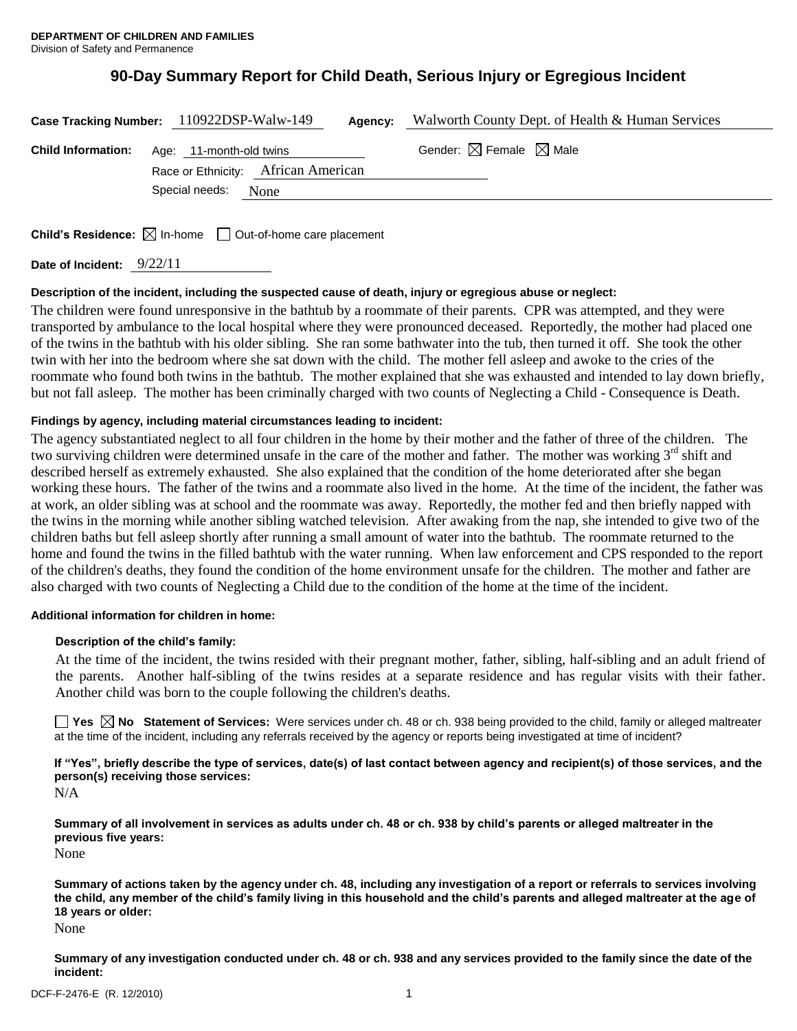**DEPARTMENT OF CHILDREN AND FAMILIES**
Division of Safety and Permanence

# 90-Day Summary Report for Child Death, Serious Injury or Egregious Incident

**Case Tracking Number:** 110922DSP-Walw-149 **Agency:** Walworth County Dept. of Health & Human Services

**Child Information:** Age: 11-month-old twins Gender: ☒ Female ☒ Male

Race or Ethnicity: African American

Special needs: None

**Child's Residence:** ☒ In-home ☐ Out-of-home care placement

**Date of Incident:** 9/22/11

**Description of the incident, including the suspected cause of death, injury or egregious abuse or neglect:**

The children were found unresponsive in the bathtub by a roommate of their parents. CPR was attempted, and they were transported by ambulance to the local hospital where they were pronounced deceased. Reportedly, the mother had placed one of the twins in the bathtub with his older sibling. She ran some bathwater into the tub, then turned it off. She took the other twin with her into the bedroom where she sat down with the child. The mother fell asleep and awoke to the cries of the roommate who found both twins in the bathtub. The mother explained that she was exhausted and intended to lay down briefly, but not fall asleep. The mother has been criminally charged with two counts of Neglecting a Child - Consequence is Death.

**Findings by agency, including material circumstances leading to incident:**

The agency substantiated neglect to all four children in the home by their mother and the father of three of the children. The two surviving children were determined unsafe in the care of the mother and father. The mother was working 3rd shift and described herself as extremely exhausted. She also explained that the condition of the home deteriorated after she began working these hours. The father of the twins and a roommate also lived in the home. At the time of the incident, the father was at work, an older sibling was at school and the roommate was away. Reportedly, the mother fed and then briefly napped with the twins in the morning while another sibling watched television. After awaking from the nap, she intended to give two of the children baths but fell asleep shortly after running a small amount of water into the bathtub. The roommate returned to the home and found the twins in the filled bathtub with the water running. When law enforcement and CPS responded to the report of the children's deaths, they found the condition of the home environment unsafe for the children. The mother and father are also charged with two counts of Neglecting a Child due to the condition of the home at the time of the incident.

**Additional information for children in home:**

**Description of the child's family:**

At the time of the incident, the twins resided with their pregnant mother, father, sibling, half-sibling and an adult friend of the parents. Another half-sibling of the twins resides at a separate residence and has regular visits with their father. Another child was born to the couple following the children's deaths.

☐ **Yes** ☒ **No Statement of Services:** Were services under ch. 48 or ch. 938 being provided to the child, family or alleged maltreater at the time of the incident, including any referrals received by the agency or reports being investigated at time of incident?

**If "Yes", briefly describe the type of services, date(s) of last contact between agency and recipient(s) of those services, and the person(s) receiving those services:**

N/A

**Summary of all involvement in services as adults under ch. 48 or ch. 938 by child's parents or alleged maltreater in the previous five years:**

None

**Summary of actions taken by the agency under ch. 48, including any investigation of a report or referrals to services involving the child, any member of the child's family living in this household and the child's parents and alleged maltreater at the age of 18 years or older:**

None

**Summary of any investigation conducted under ch. 48 or ch. 938 and any services provided to the family since the date of the incident:**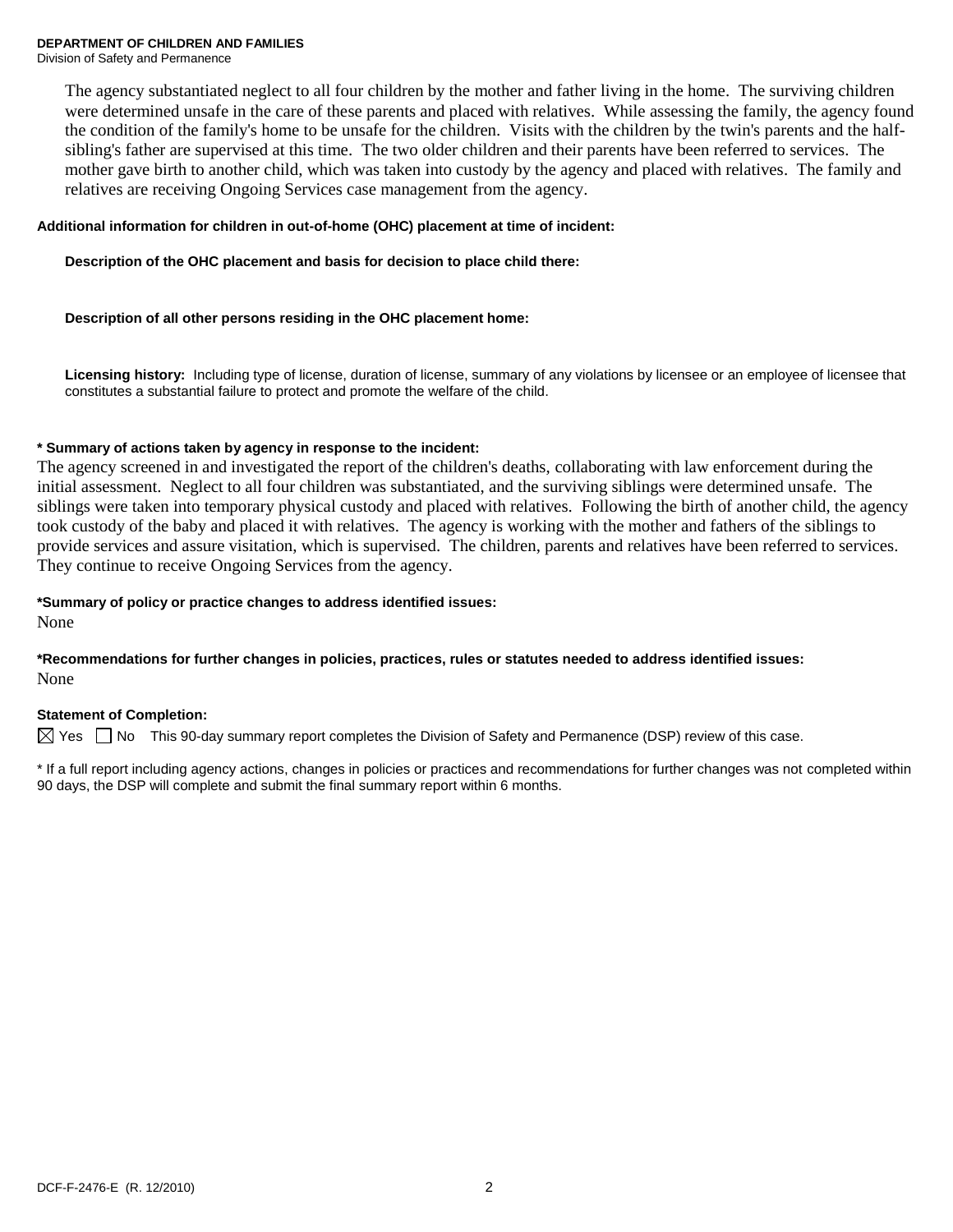The agency substantiated neglect to all four children by the mother and father living in the home. The surviving children were determined unsafe in the care of these parents and placed with relatives. While assessing the family, the agency found the condition of the family's home to be unsafe for the children. Visits with the children by the twin's parents and the half-sibling's father are supervised at this time. The two older children and their parents have been referred to services. The mother gave birth to another child, which was taken into custody by the agency and placed with relatives. The family and relatives are receiving Ongoing Services case management from the agency.

**Additional information for children in out-of-home (OHC) placement at time of incident:**

**Description of the OHC placement and basis for decision to place child there:**

**Description of all other persons residing in the OHC placement home:**

**Licensing history:** Including type of license, duration of license, summary of any violations by licensee or an employee of licensee that constitutes a substantial failure to protect and promote the welfare of the child.

**\* Summary of actions taken by agency in response to the incident:**

The agency screened in and investigated the report of the children's deaths, collaborating with law enforcement during the initial assessment. Neglect to all four children was substantiated, and the surviving siblings were determined unsafe. The siblings were taken into temporary physical custody and placed with relatives. Following the birth of another child, the agency took custody of the baby and placed it with relatives. The agency is working with the mother and fathers of the siblings to provide services and assure visitation, which is supervised. The children, parents and relatives have been referred to services. They continue to receive Ongoing Services from the agency.

**\*Summary of policy or practice changes to address identified issues:**

None

**\*Recommendations for further changes in policies, practices, rules or statutes needed to address identified issues:**

None

**Statement of Completion:**

☒ Yes ☐ No This 90-day summary report completes the Division of Safety and Permanence (DSP) review of this case.

\* If a full report including agency actions, changes in policies or practices and recommendations for further changes was not completed within 90 days, the DSP will complete and submit the final summary report within 6 months.